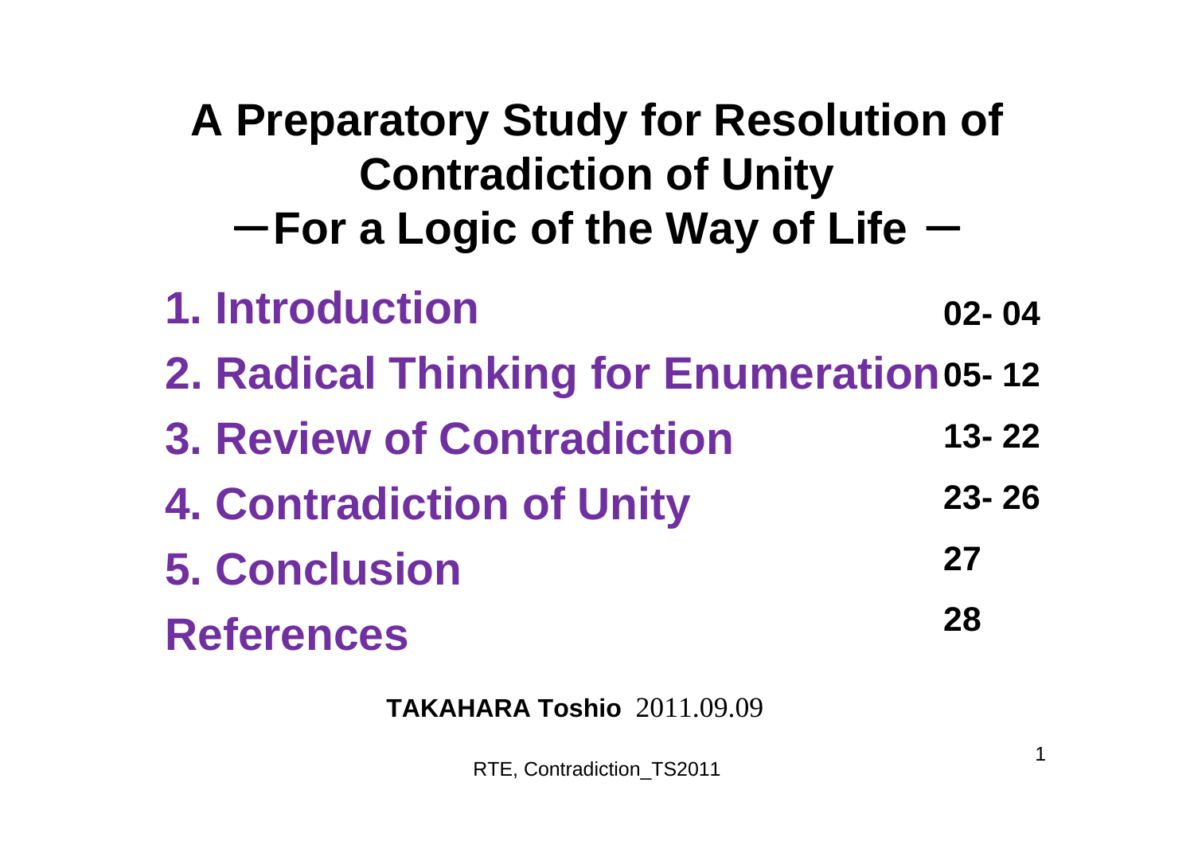# A Preparatory Study for Resolution of Contradiction of Unity

## －For a Logic of the Way of Life －

| | |
|---|---|
| **1. Introduction** | **02- 04** |
| **2. Radical Thinking for Enumeration** | **05- 12** |
| **3. Review of Contradiction** | **13- 22** |
| **4. Contradiction of Unity** | **23- 26** |
| **5. Conclusion** | **27** |
| **References** | **28** |

**TAKAHARA Toshio** 2011.09.09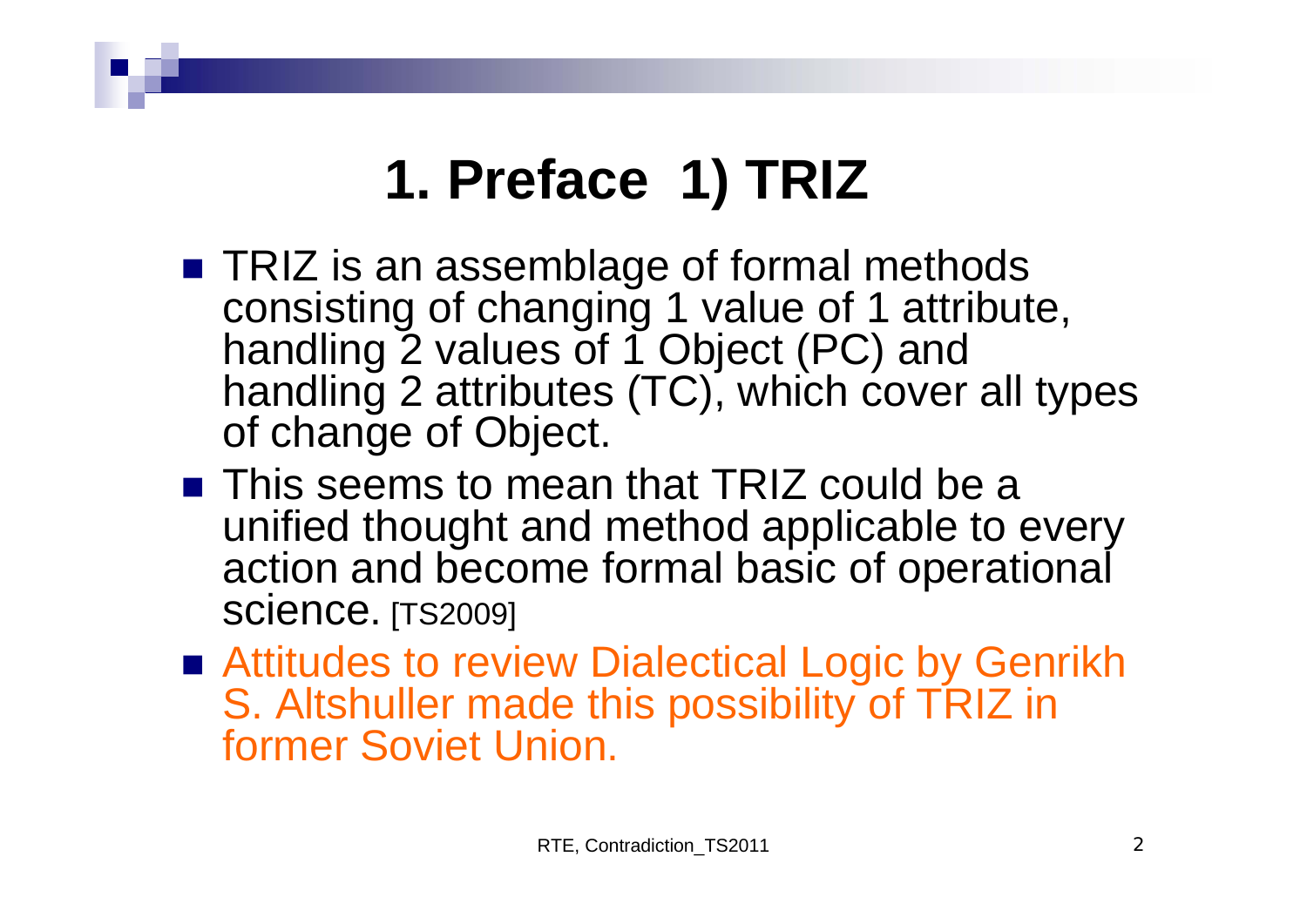# 1. Preface 1) TRIZ

- TRIZ is an assemblage of formal methods consisting of changing 1 value of 1 attribute, handling 2 values of 1 Object (PC) and handling 2 attributes (TC), which cover all types of change of Object.
- This seems to mean that TRIZ could be a unified thought and method applicable to every action and become formal basic of operational science. [TS2009]
- Attitudes to review Dialectical Logic by Genrikh S. Altshuller made this possibility of TRIZ in former Soviet Union.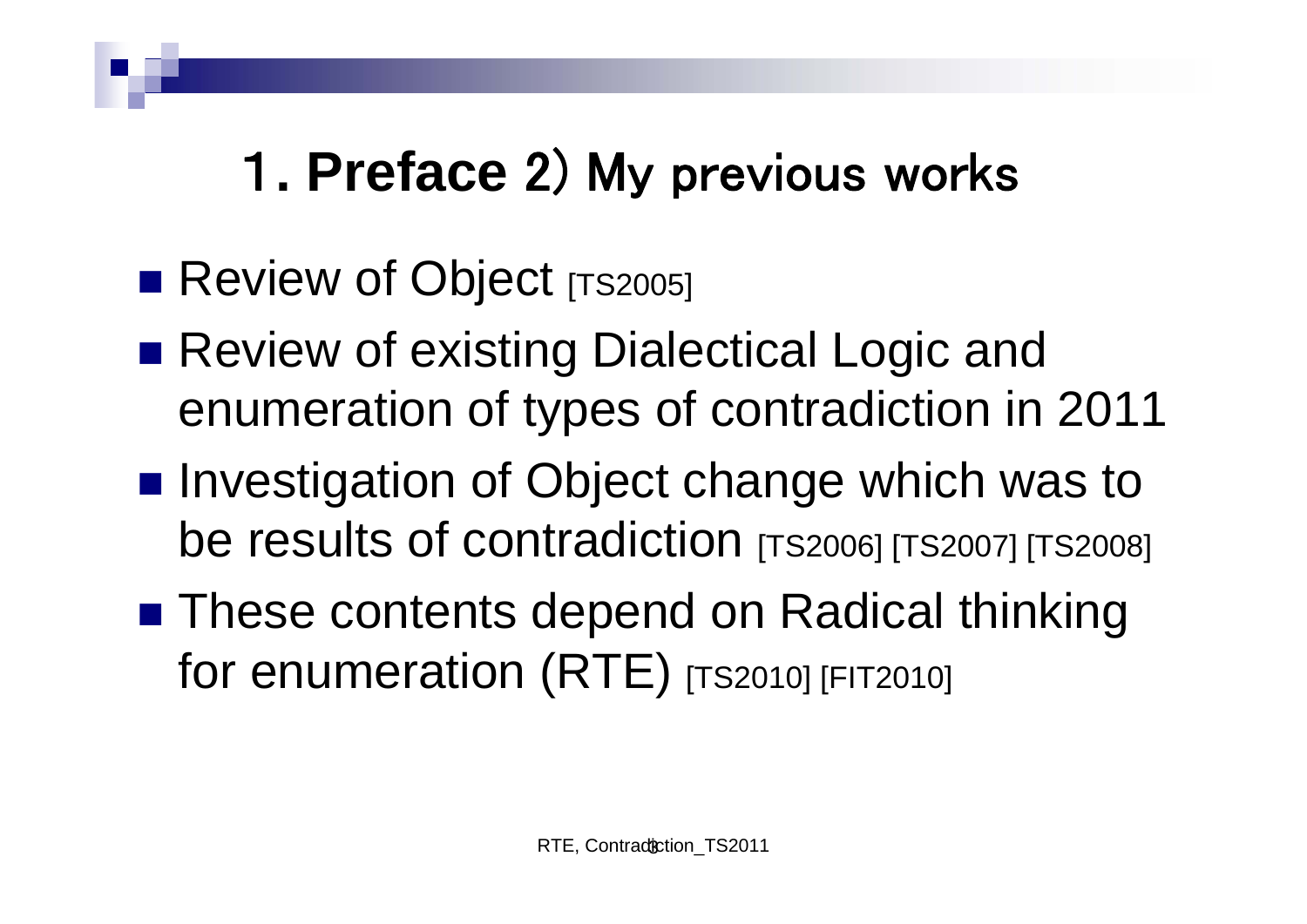# 1. Preface 2) My previous works

- Review of Object [TS2005]
- Review of existing Dialectical Logic and enumeration of types of contradiction in 2011
- Investigation of Object change which was to be results of contradiction [TS2006] [TS2007] [TS2008]
- These contents depend on Radical thinking for enumeration (RTE) [TS2010] [FIT2010]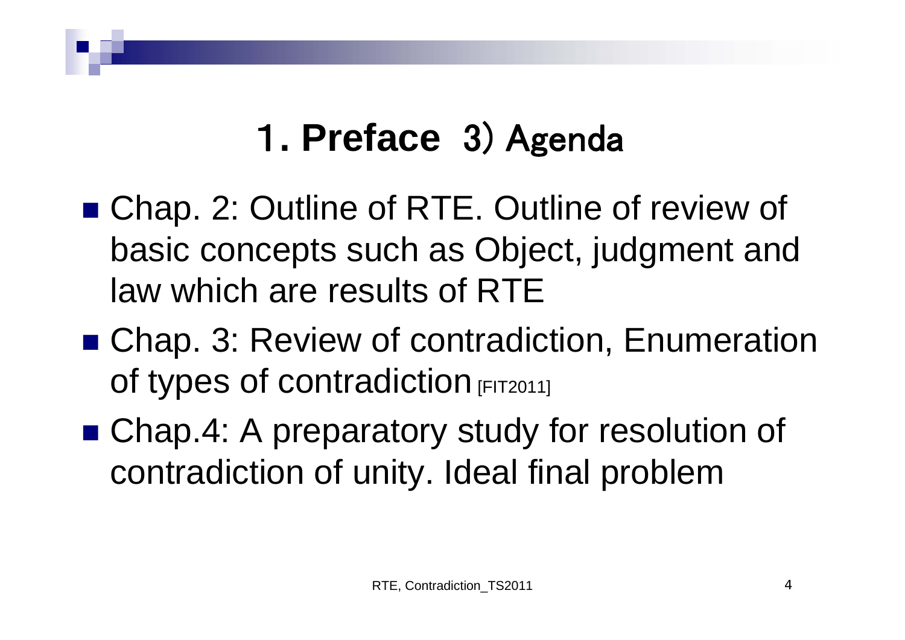# 1. Preface 3) Agenda

- Chap. 2: Outline of RTE. Outline of review of basic concepts such as Object, judgment and law which are results of RTE
- Chap. 3: Review of contradiction, Enumeration of types of contradiction [FIT2011]
- Chap.4: A preparatory study for resolution of contradiction of unity. Ideal final problem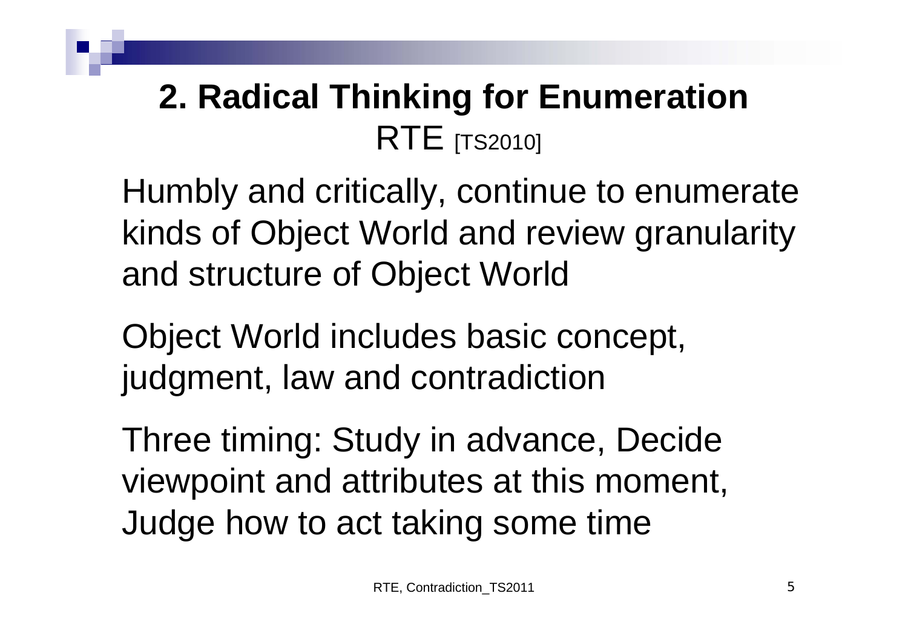# 2. Radical Thinking for Enumeration RTE [TS2010]

Humbly and critically, continue to enumerate kinds of Object World and review granularity and structure of Object World

Object World includes basic concept, judgment, law and contradiction

Three timing: Study in advance, Decide viewpoint and attributes at this moment, Judge how to act taking some time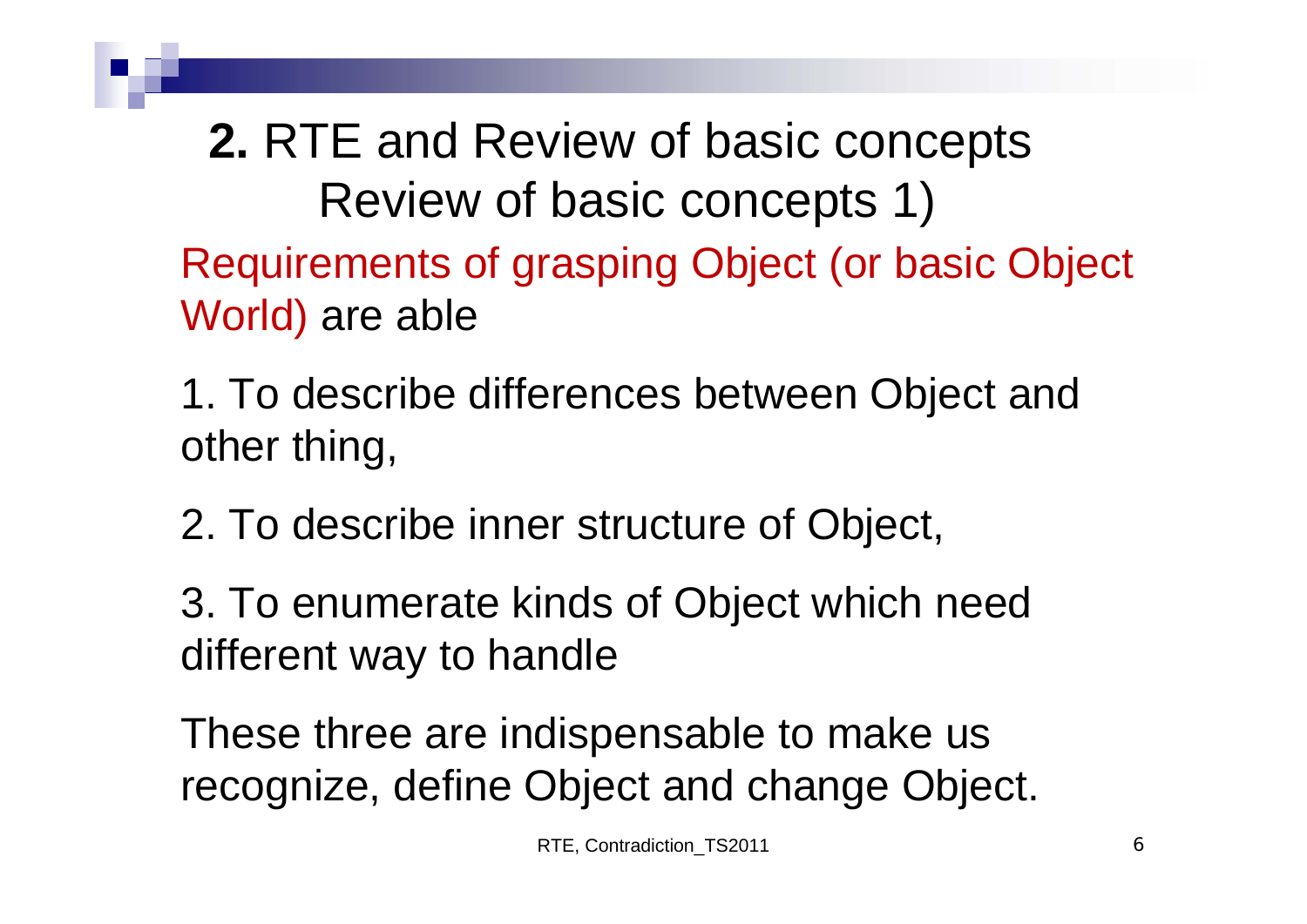# **2.** RTE and Review of basic concepts

## Review of basic concepts 1)

Requirements of grasping Object (or basic Object World) are able

1. To describe differences between Object and other thing,

2. To describe inner structure of Object,

3. To enumerate kinds of Object which need different way to handle

These three are indispensable to make us recognize, define Object and change Object.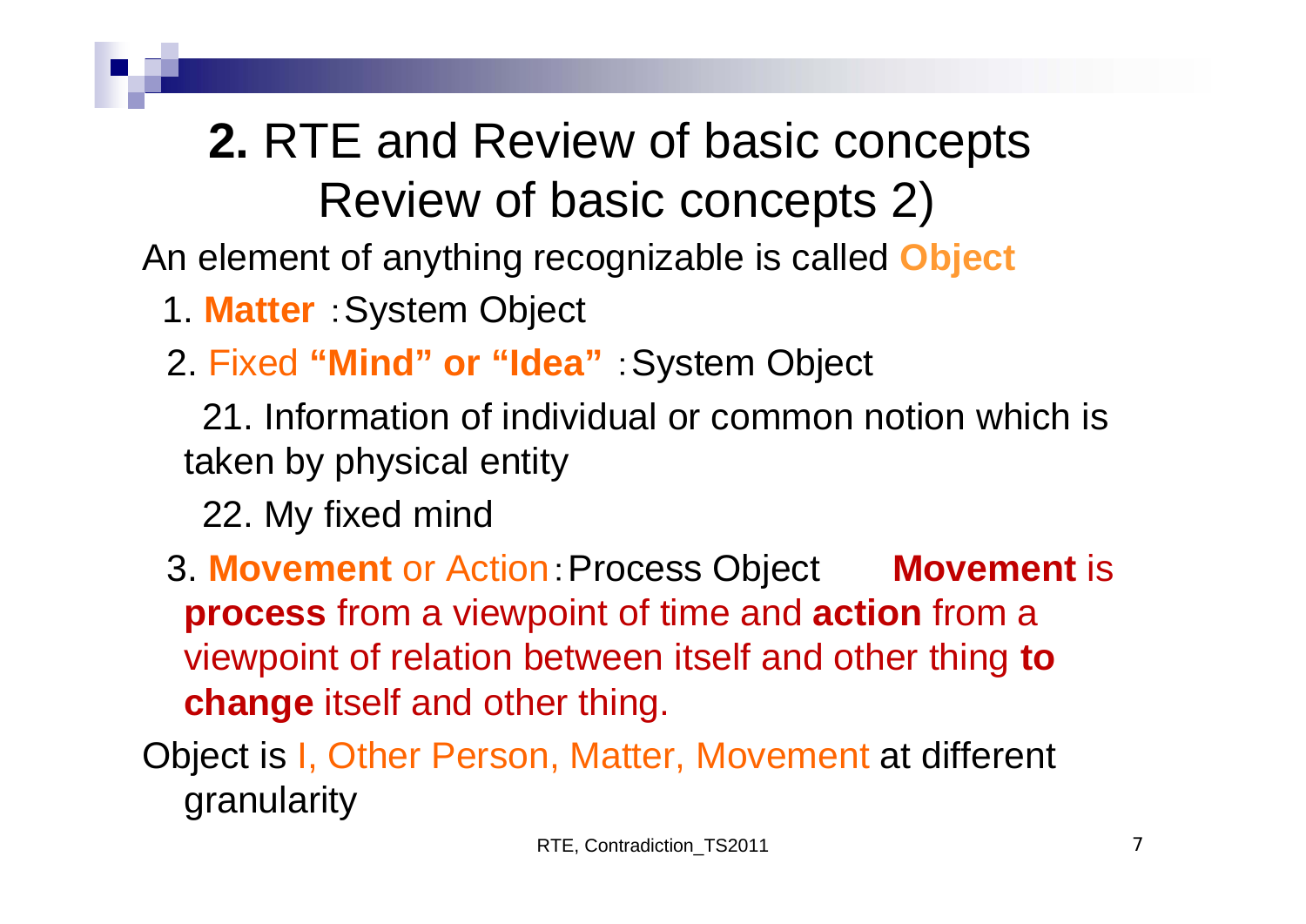# **2.** RTE and Review of basic concepts
## Review of basic concepts 2)

An element of anything recognizable is called **Object**

1. **Matter** ：System Object
2. Fixed **"Mind" or "Idea"** ：System Object

   21. Information of individual or common notion which is taken by physical entity

   22. My fixed mind

3. **Movement** or Action：Process Object **Movement** is **process** from a viewpoint of time and **action** from a viewpoint of relation between itself and other thing **to change** itself and other thing.

Object is I, Other Person, Matter, Movement at different granularity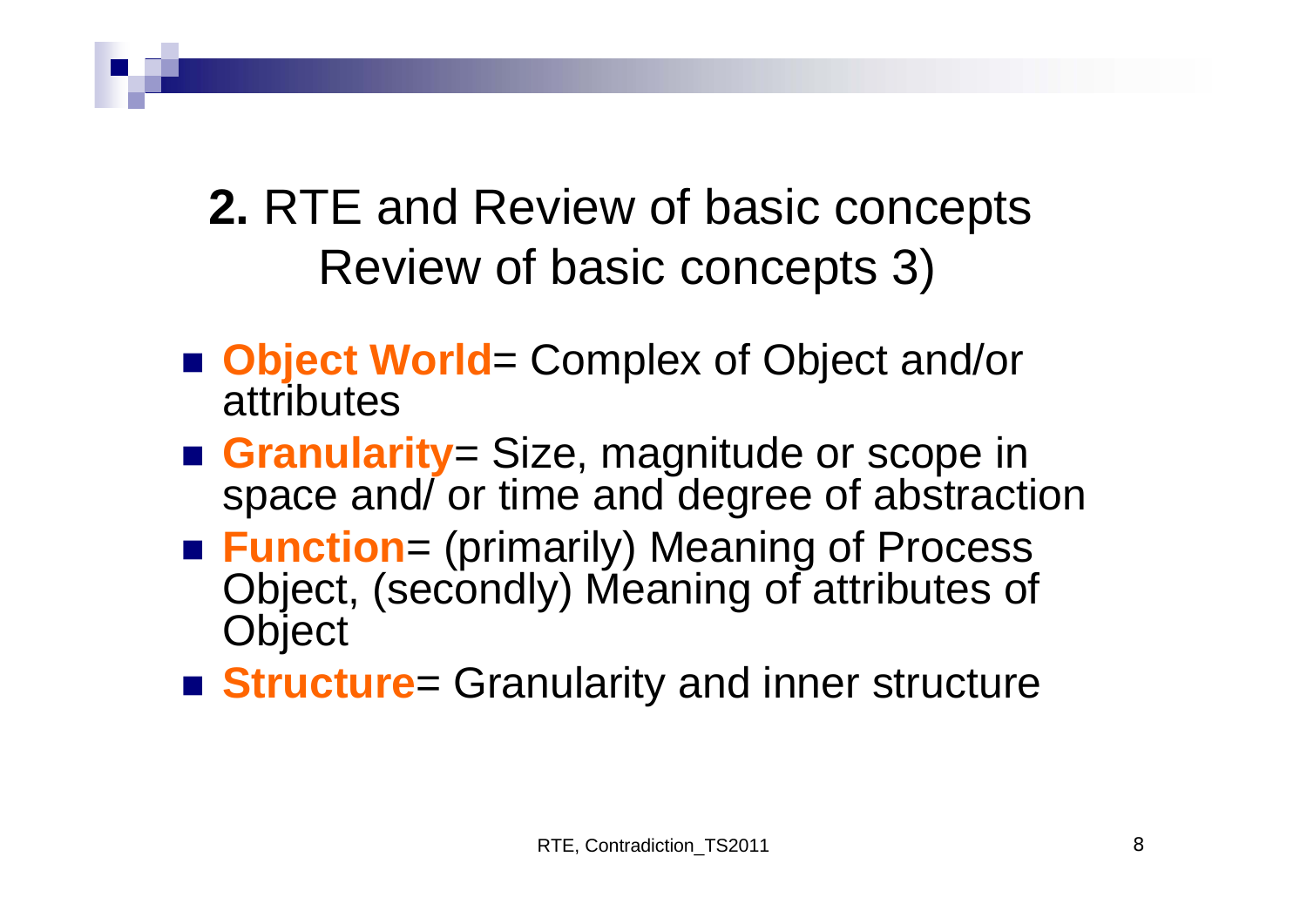# **2.** RTE and Review of basic concepts
## Review of basic concepts 3)

- **Object World**= Complex of Object and/or attributes
- **Granularity**= Size, magnitude or scope in space and/ or time and degree of abstraction
- **Function**= (primarily) Meaning of Process Object, (secondly) Meaning of attributes of Object
- **Structure**= Granularity and inner structure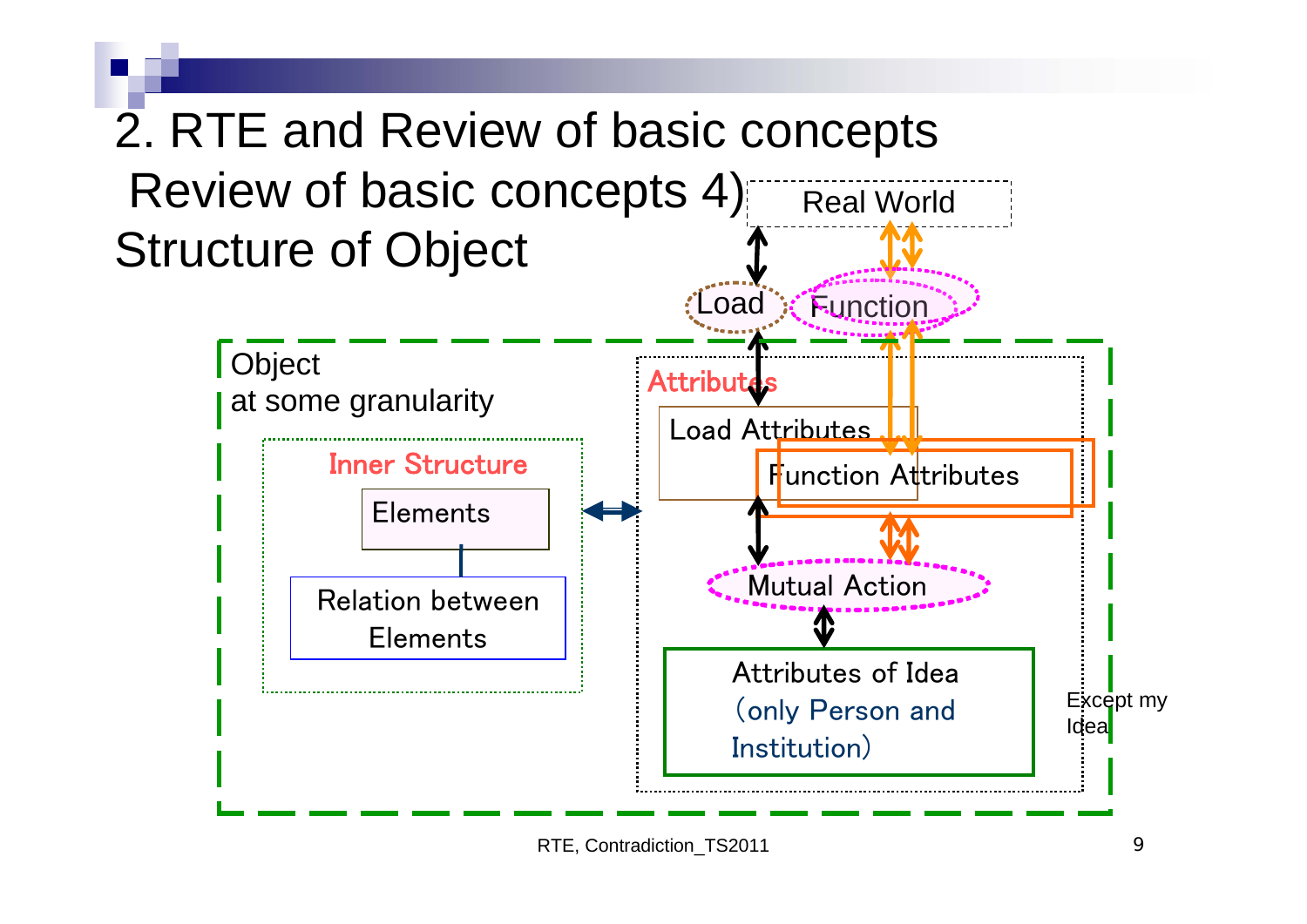# 2. RTE and Review of basic concepts

## Review of basic concepts 4) Structure of Object

Real World

Load

Function

Object
at some granularity

Inner Structure

Elements

Relation between Elements

Attributes

Load Attributes

Function Attributes

Mutual Action

Attributes of Idea
(only Person and Institution)

Except my Idea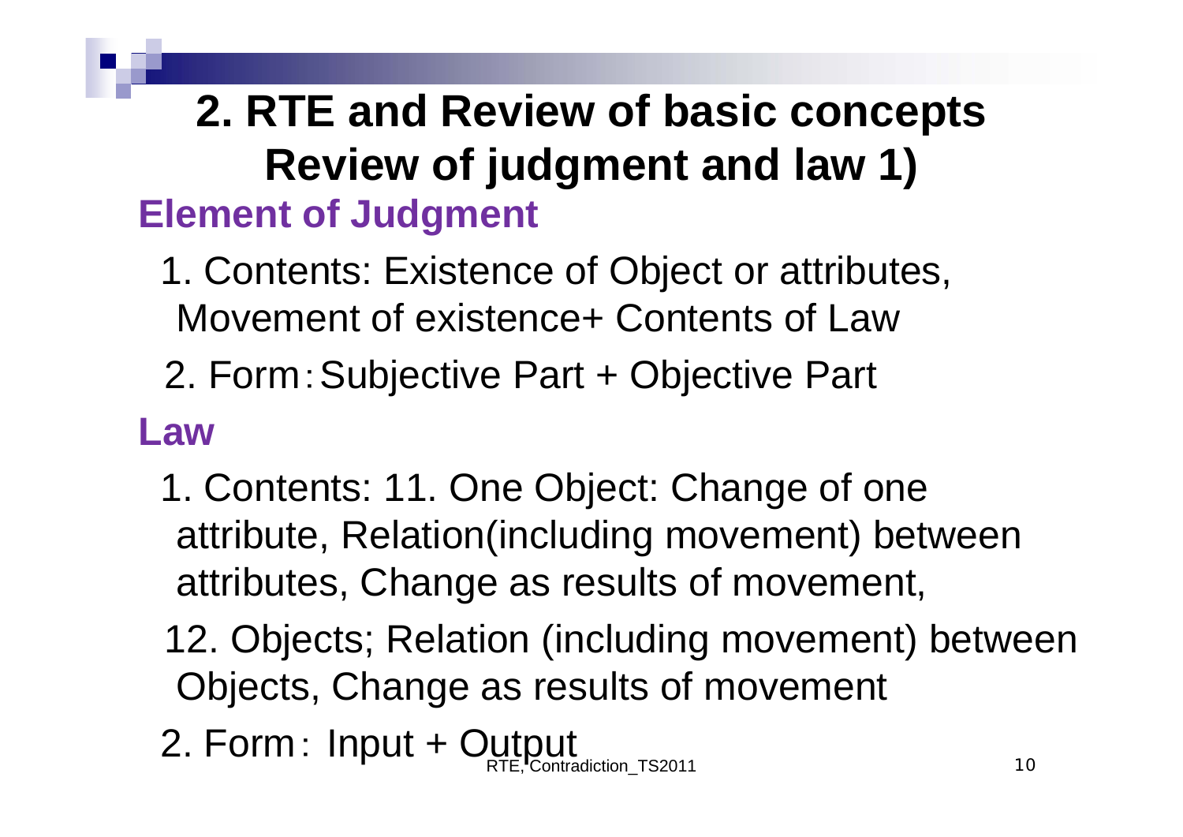# 2. RTE and Review of basic concepts Review of judgment and law 1)

## Element of Judgment

1. Contents: Existence of Object or attributes, Movement of existence+ Contents of Law
2. Form：Subjective Part + Objective Part

## Law

1. Contents: 11. One Object: Change of one attribute, Relation(including movement) between attributes, Change as results of movement,

   12. Objects; Relation (including movement) between Objects, Change as results of movement
2. Form： Input + Output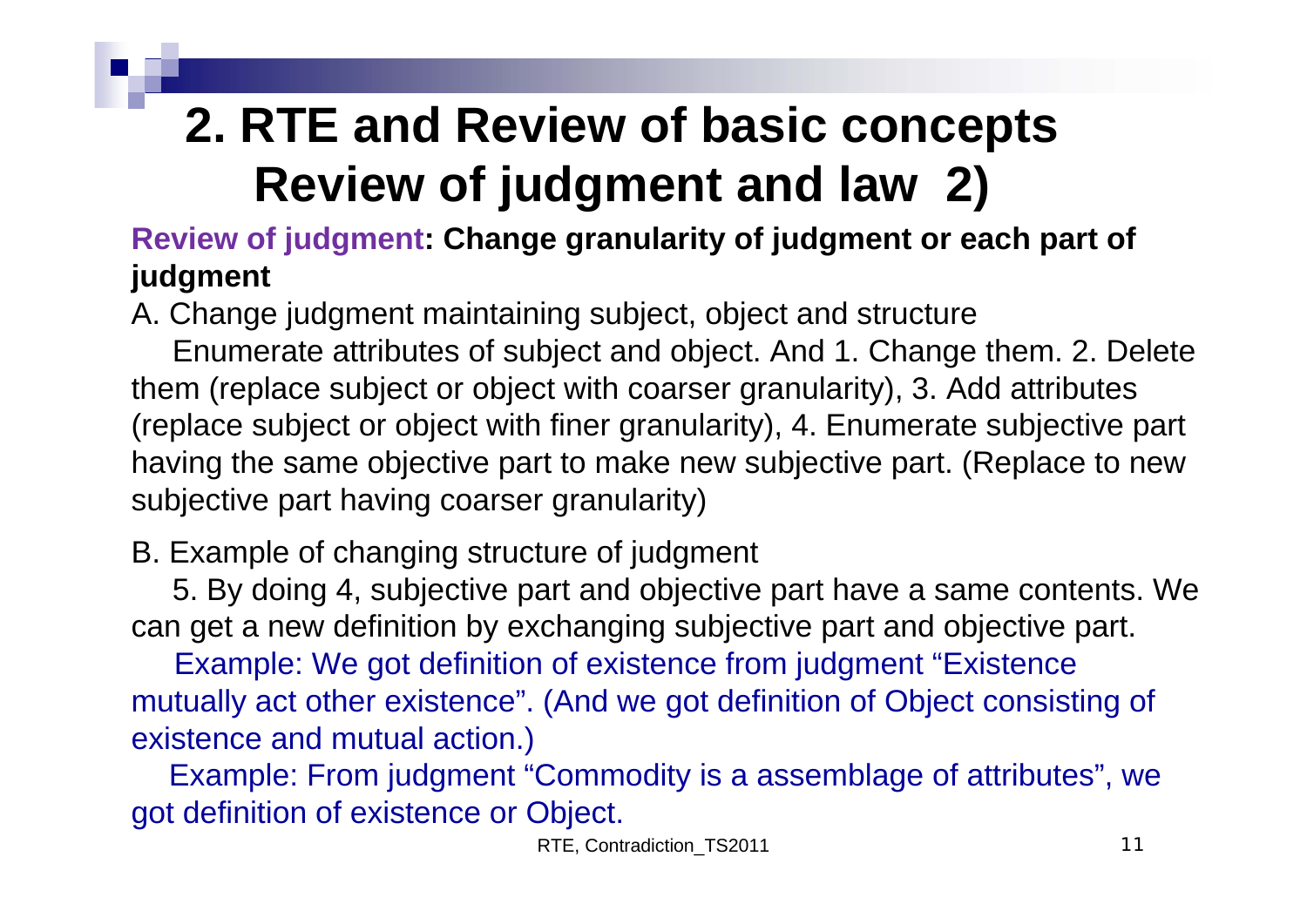# 2. RTE and Review of basic concepts Review of judgment and law 2)

**Review of judgment: Change granularity of judgment or each part of judgment**

A. Change judgment maintaining subject, object and structure

Enumerate attributes of subject and object. And 1. Change them. 2. Delete them (replace subject or object with coarser granularity), 3. Add attributes (replace subject or object with finer granularity), 4. Enumerate subjective part having the same objective part to make new subjective part. (Replace to new subjective part having coarser granularity)

B. Example of changing structure of judgment

5. By doing 4, subjective part and objective part have a same contents. We can get a new definition by exchanging subjective part and objective part.

Example: We got definition of existence from judgment "Existence mutually act other existence". (And we got definition of Object consisting of existence and mutual action.)

Example: From judgment "Commodity is a assemblage of attributes", we got definition of existence or Object.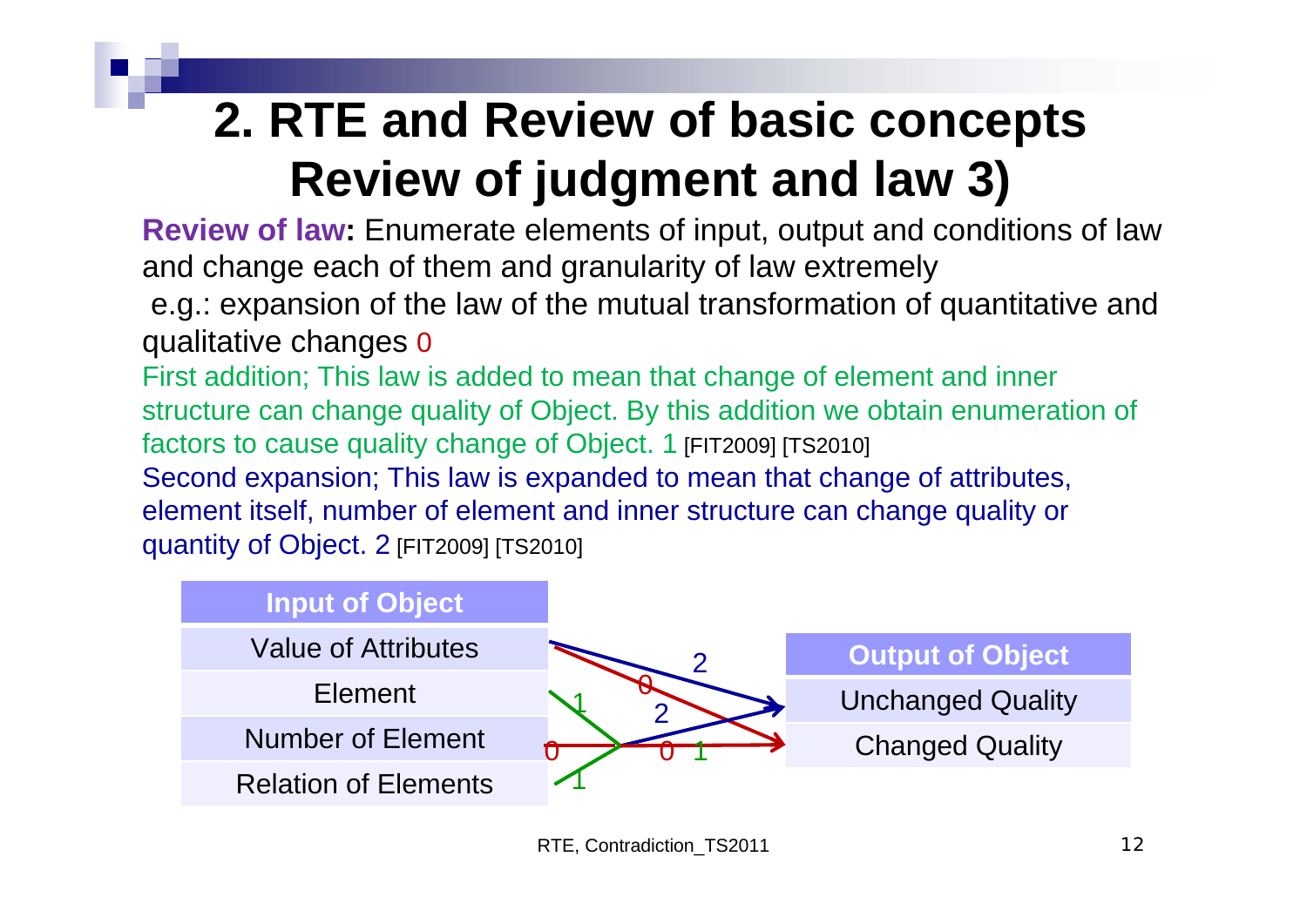# 2. RTE and Review of basic concepts Review of judgment and law 3)

**Review of law:** Enumerate elements of input, output and conditions of law and change each of them and granularity of law extremely

e.g.: expansion of the law of the mutual transformation of quantitative and qualitative changes 0

First addition; This law is added to mean that change of element and inner structure can change quality of Object. By this addition we obtain enumeration of factors to cause quality change of Object. 1 [FIT2009] [TS2010]

Second expansion; This law is expanded to mean that change of attributes, element itself, number of element and inner structure can change quality or quantity of Object. 2 [FIT2009] [TS2010]

| Input of Object |
|---|
| Value of Attributes |
| Element |
| Number of Element |
| Relation of Elements |

| Output of Object |
|---|
| Unchanged Quality |
| Changed Quality |

Arrows: Value of Attributes → Unchanged Quality (2); Value of Attributes → Changed Quality (0); Element (1), Number of Element (0, 2), Relation of Elements (1) → Changed Quality (0, 1) / Unchanged Quality (2)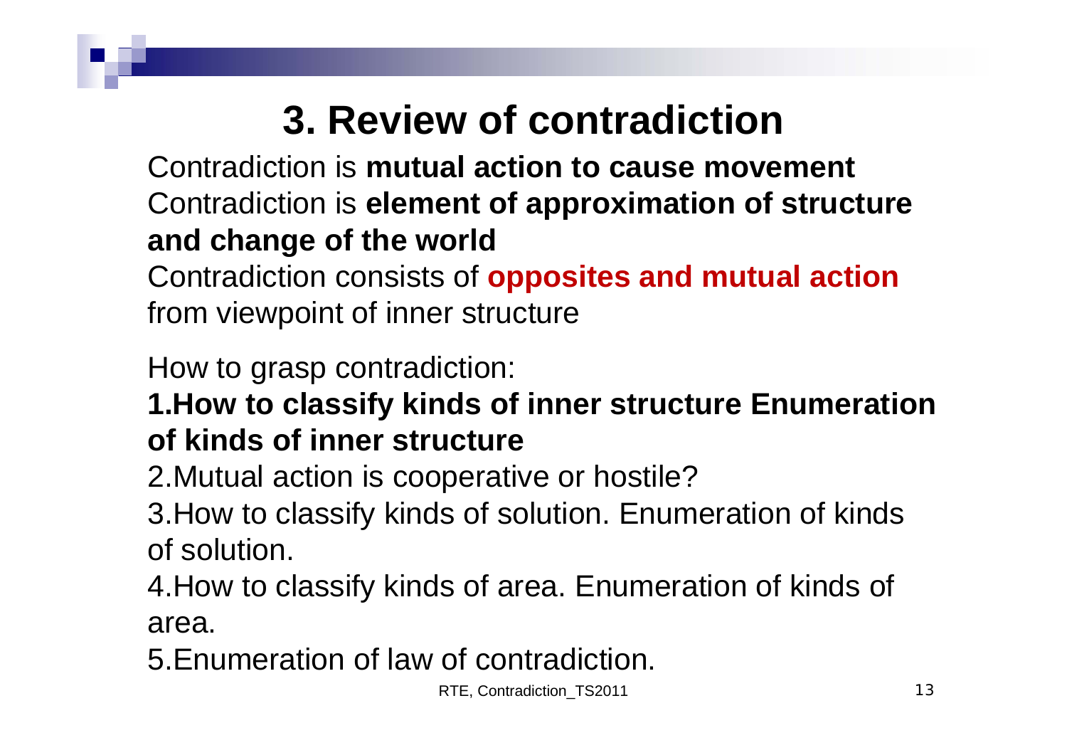# 3. Review of contradiction

Contradiction is **mutual action to cause movement**
Contradiction is **element of approximation of structure and change of the world**
Contradiction consists of **opposites and mutual action** from viewpoint of inner structure

How to grasp contradiction:

1. **How to classify kinds of inner structure Enumeration of kinds of inner structure**
2. Mutual action is cooperative or hostile?
3. How to classify kinds of solution. Enumeration of kinds of solution.
4. How to classify kinds of area. Enumeration of kinds of area.
5. Enumeration of law of contradiction.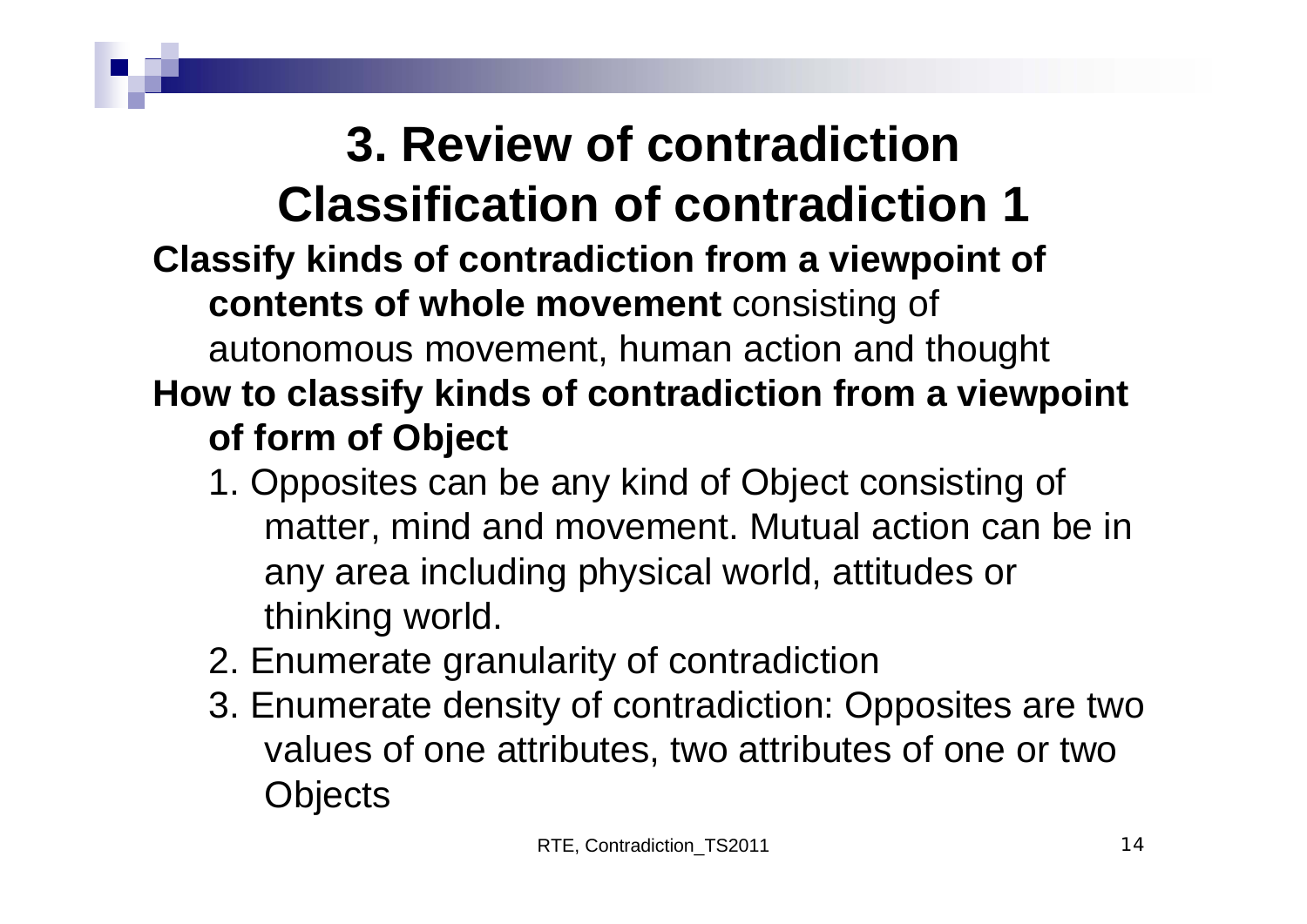# 3. Review of contradiction Classification of contradiction 1

**Classify kinds of contradiction from a viewpoint of contents of whole movement** consisting of autonomous movement, human action and thought

**How to classify kinds of contradiction from a viewpoint of form of Object**

1. Opposites can be any kind of Object consisting of matter, mind and movement. Mutual action can be in any area including physical world, attitudes or thinking world.
2. Enumerate granularity of contradiction
3. Enumerate density of contradiction: Opposites are two values of one attributes, two attributes of one or two Objects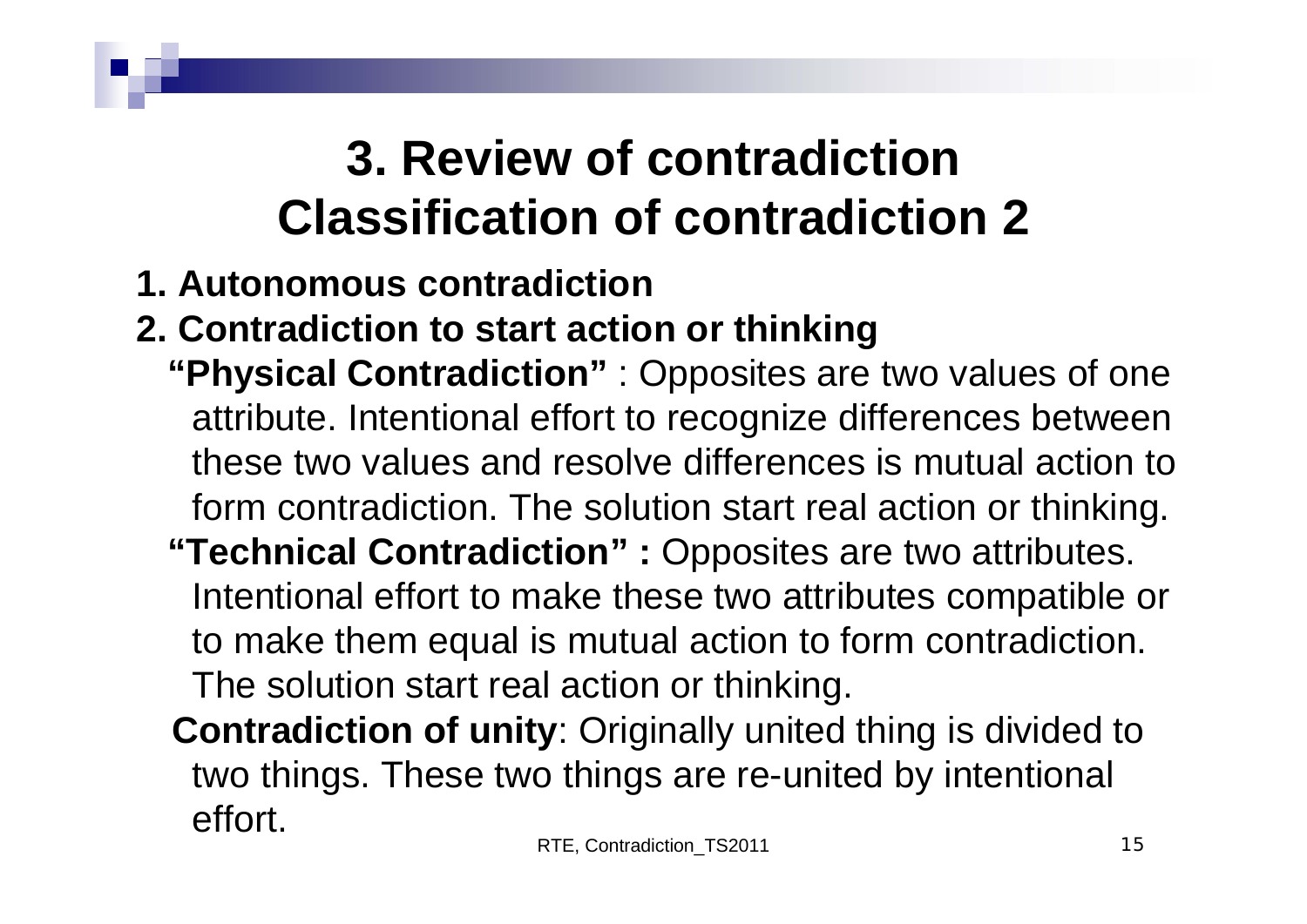# 3. Review of contradiction Classification of contradiction 2

**1. Autonomous contradiction**

**2. Contradiction to start action or thinking**

**"Physical Contradiction"** : Opposites are two values of one attribute. Intentional effort to recognize differences between these two values and resolve differences is mutual action to form contradiction. The solution start real action or thinking.

**"Technical Contradiction" :** Opposites are two attributes. Intentional effort to make these two attributes compatible or to make them equal is mutual action to form contradiction. The solution start real action or thinking.

**Contradiction of unity**: Originally united thing is divided to two things. These two things are re-united by intentional effort.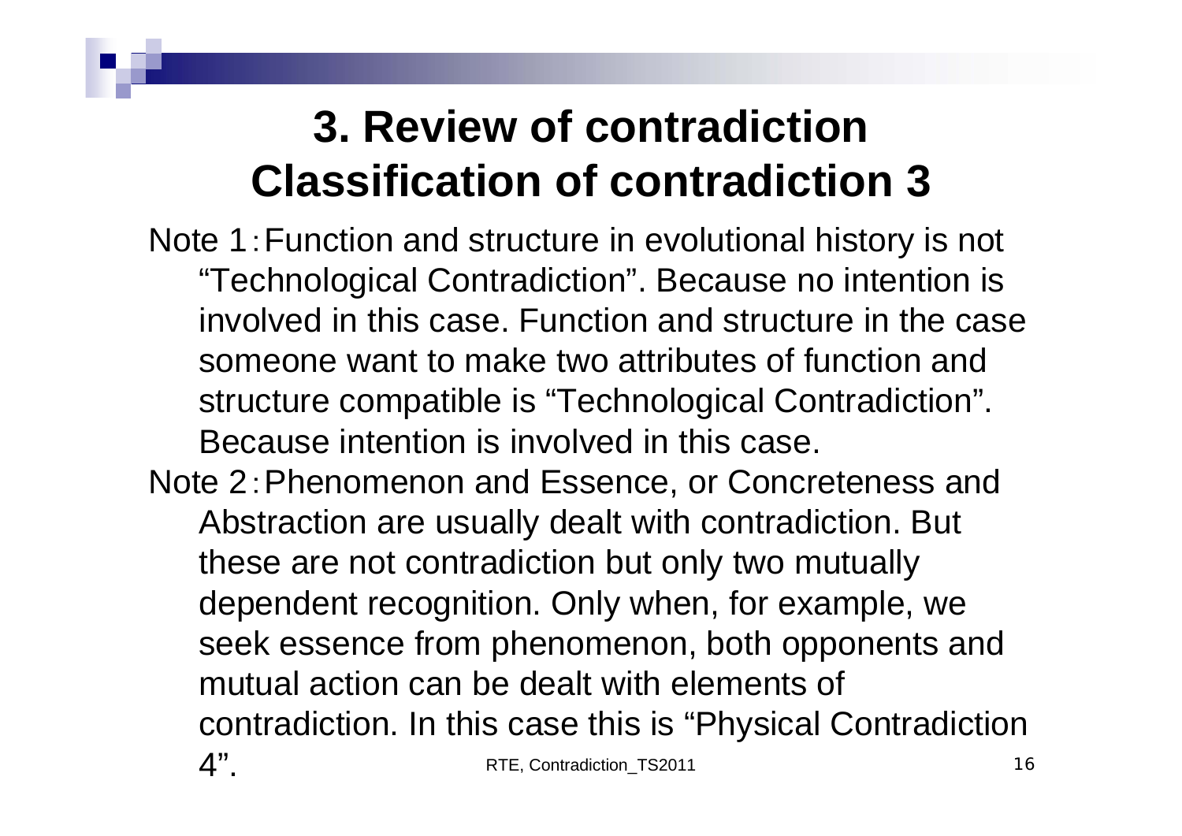# 3. Review of contradiction Classification of contradiction 3

Note 1：Function and structure in evolutional history is not "Technological Contradiction". Because no intention is involved in this case. Function and structure in the case someone want to make two attributes of function and structure compatible is "Technological Contradiction". Because intention is involved in this case.

Note 2：Phenomenon and Essence, or Concreteness and Abstraction are usually dealt with contradiction. But these are not contradiction but only two mutually dependent recognition. Only when, for example, we seek essence from phenomenon, both opponents and mutual action can be dealt with elements of contradiction. In this case this is "Physical Contradiction 4".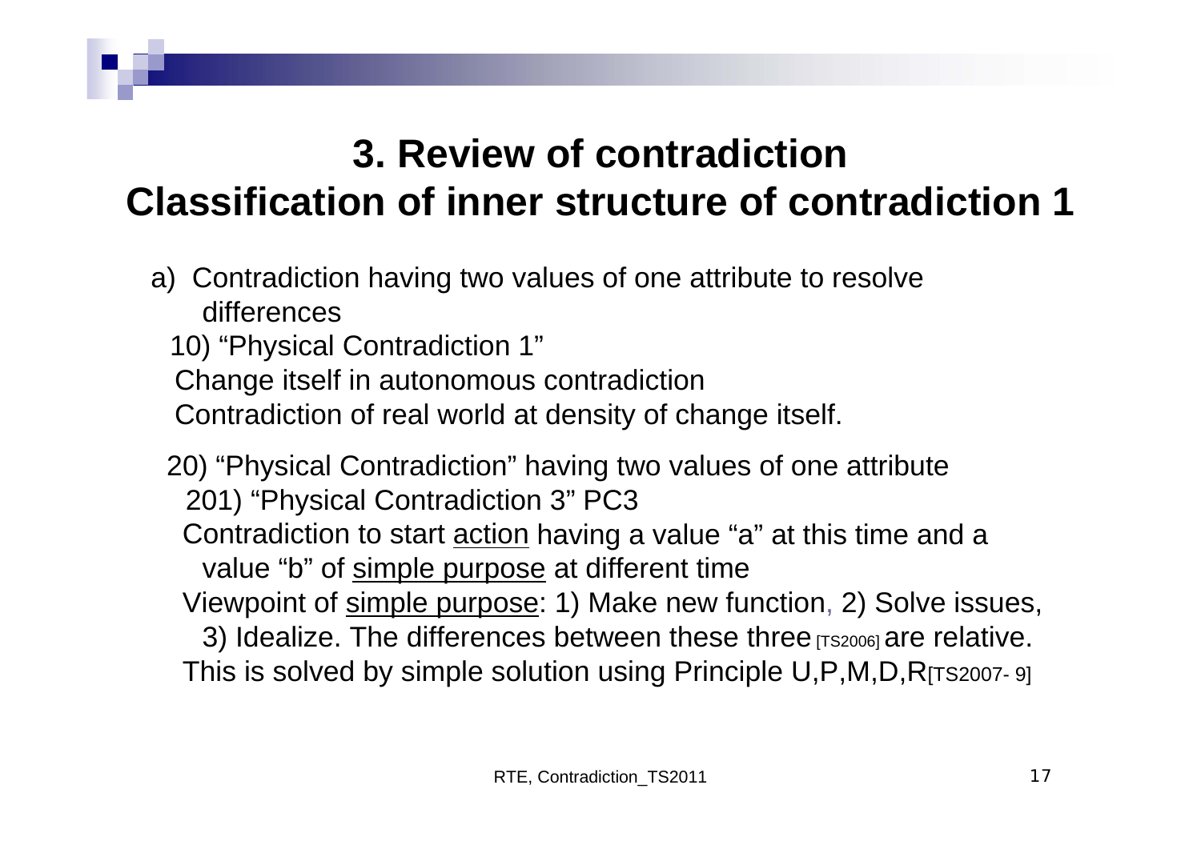# 3. Review of contradiction
# Classification of inner structure of contradiction 1

a) Contradiction having two values of one attribute to resolve differences

10) “Physical Contradiction 1”
Change itself in autonomous contradiction
Contradiction of real world at density of change itself.

20) “Physical Contradiction” having two values of one attribute
201) “Physical Contradiction 3” PC3
Contradiction to start <u>action</u> having a value “a” at this time and a value “b” of <u>simple purpose</u> at different time
Viewpoint of <u>simple purpose</u>: 1) Make new function, 2) Solve issues, 3) Idealize. The differences between these three [TS2006] are relative.
This is solved by simple solution using Principle U,P,M,D,R[TS2007- 9]

RTE, Contradiction_TS2011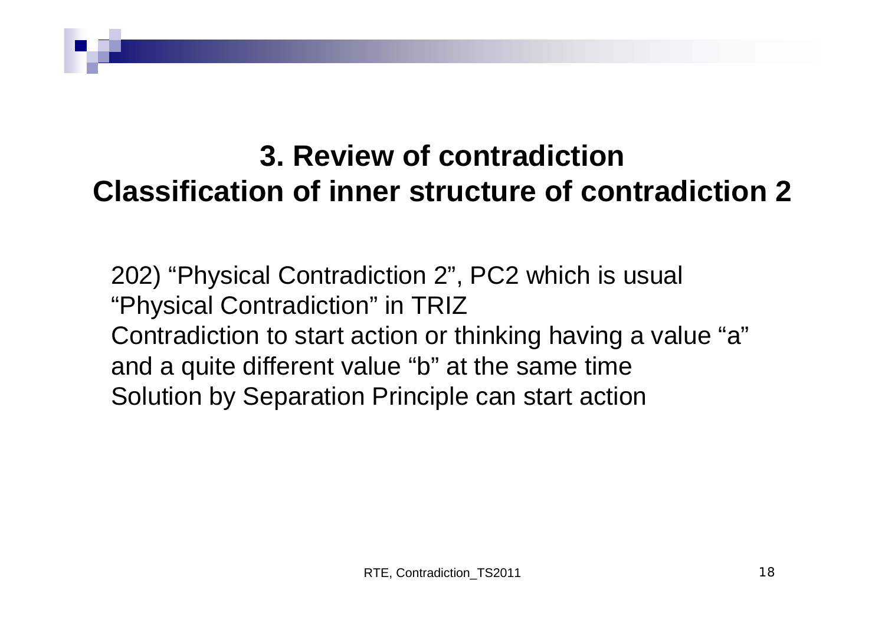# 3. Review of contradiction
## Classification of inner structure of contradiction 2

202) “Physical Contradiction 2”, PC2 which is usual “Physical Contradiction” in TRIZ
Contradiction to start action or thinking having a value “a” and a quite different value “b” at the same time
Solution by Separation Principle can start action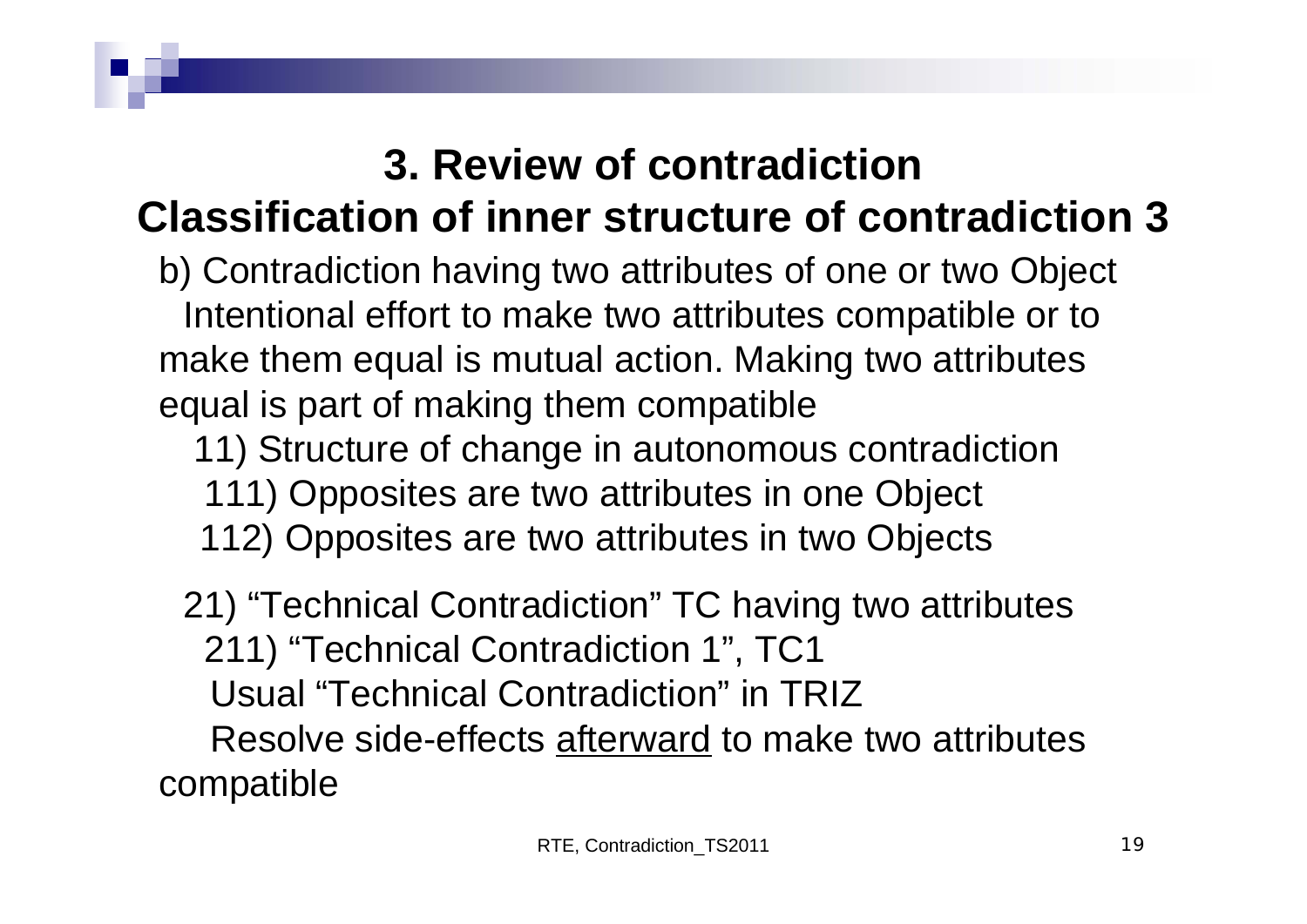# 3. Review of contradiction

## Classification of inner structure of contradiction 3

b) Contradiction having two attributes of one or two Object

Intentional effort to make two attributes compatible or to make them equal is mutual action. Making two attributes equal is part of making them compatible

11) Structure of change in autonomous contradiction

111) Opposites are two attributes in one Object

112) Opposites are two attributes in two Objects

21) "Technical Contradiction" TC having two attributes

211) "Technical Contradiction 1", TC1

Usual "Technical Contradiction" in TRIZ

Resolve side-effects <u>afterward</u> to make two attributes compatible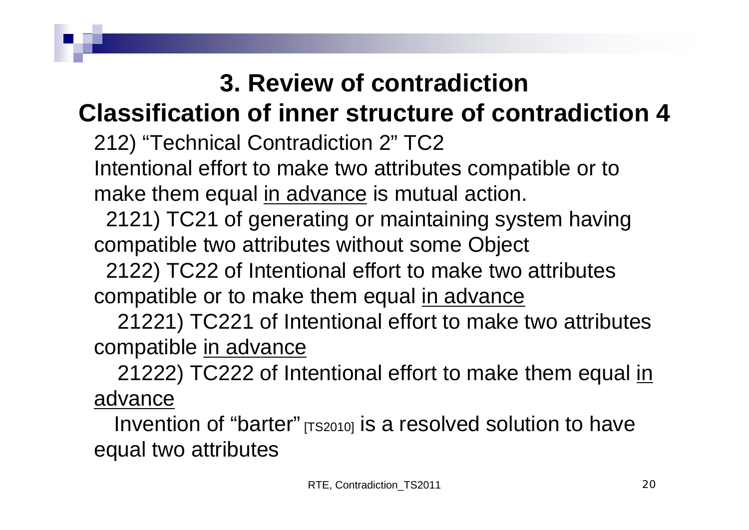# 3. Review of contradiction

## Classification of inner structure of contradiction 4

212) "Technical Contradiction 2" TC2

Intentional effort to make two attributes compatible or to make them equal <u>in advance</u> is mutual action.

2121) TC21 of generating or maintaining system having compatible two attributes without some Object

2122) TC22 of Intentional effort to make two attributes compatible or to make them equal <u>in advance</u>

21221) TC221 of Intentional effort to make two attributes compatible <u>in advance</u>

21222) TC222 of Intentional effort to make them equal <u>in advance</u>

Invention of "barter" [TS2010] is a resolved solution to have equal two attributes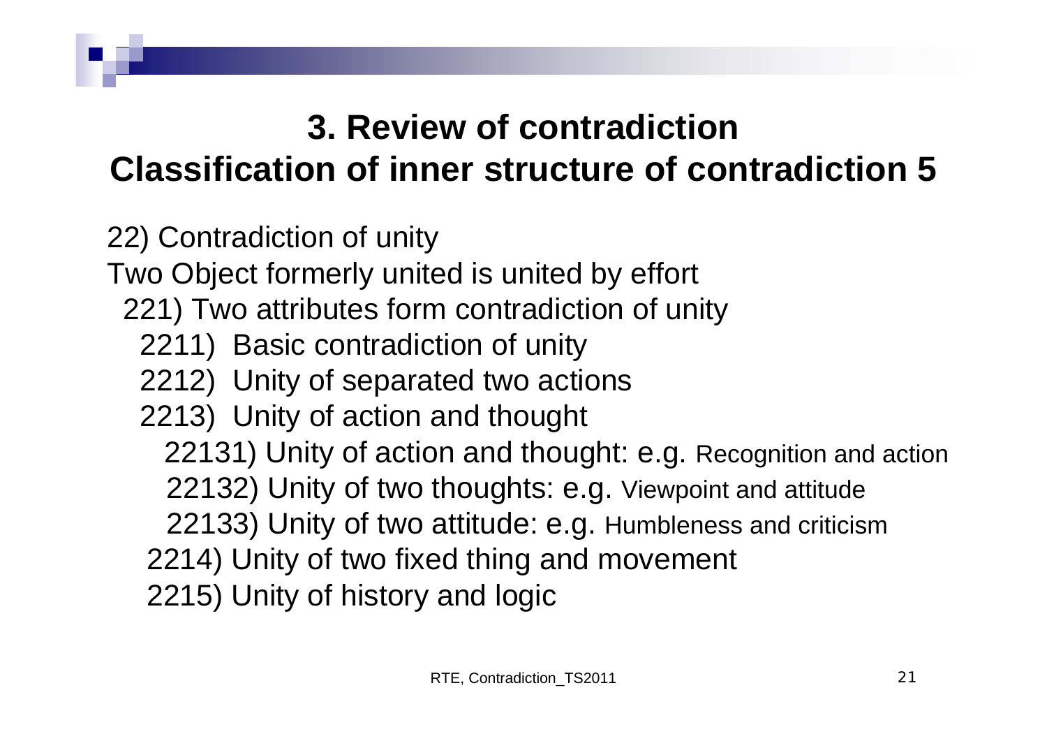# 3. Review of contradiction
## Classification of inner structure of contradiction 5

22) Contradiction of unity

Two Object formerly united is united by effort

- 221) Two attributes form contradiction of unity
  - 2211) Basic contradiction of unity
  - 2212) Unity of separated two actions
  - 2213) Unity of action and thought
    - 22131) Unity of action and thought: e.g. Recognition and action
    - 22132) Unity of two thoughts: e.g. Viewpoint and attitude
    - 22133) Unity of two attitude: e.g. Humbleness and criticism
  - 2214) Unity of two fixed thing and movement
  - 2215) Unity of history and logic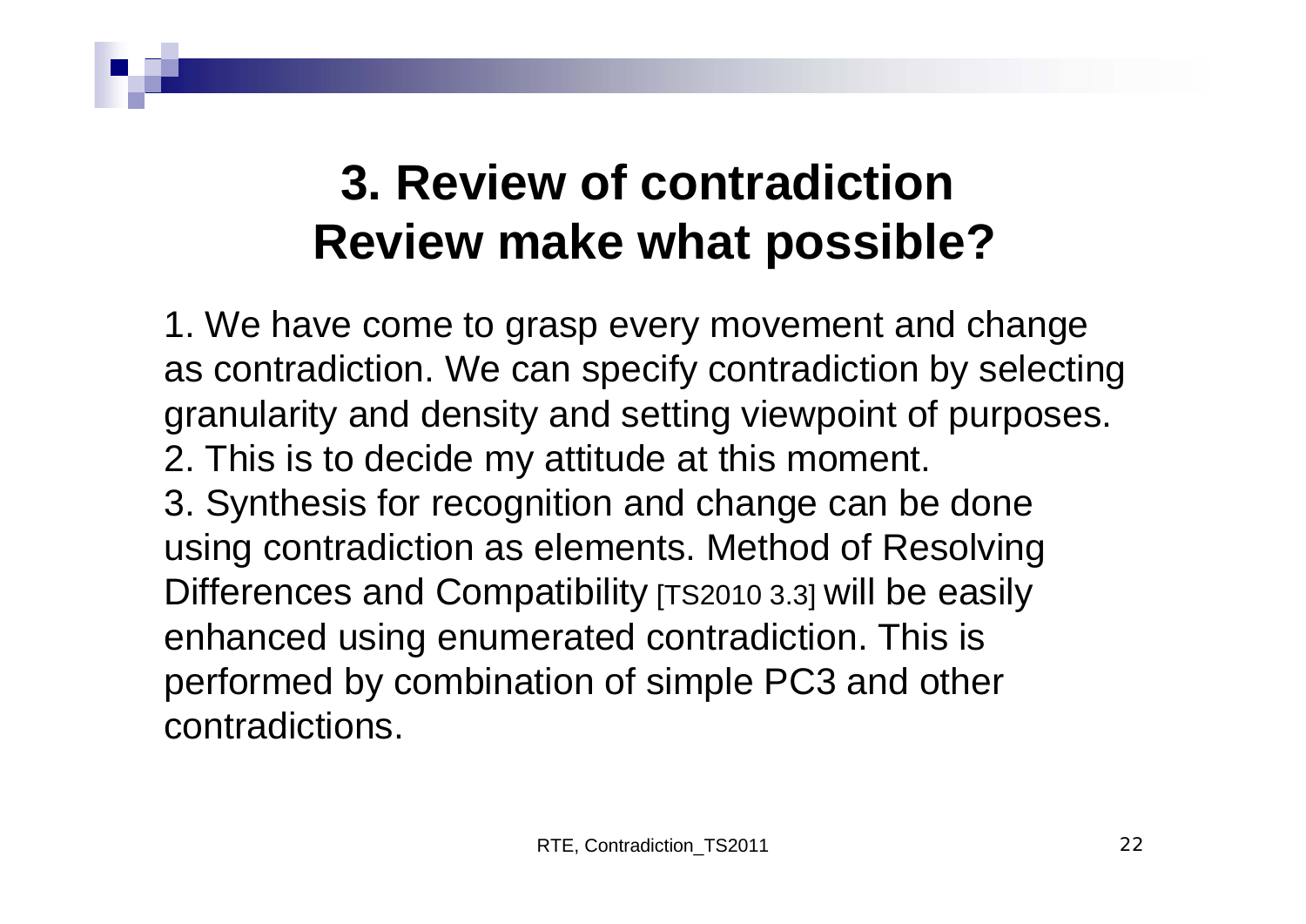# 3. Review of contradiction Review make what possible?

1. We have come to grasp every movement and change as contradiction. We can specify contradiction by selecting granularity and density and setting viewpoint of purposes.
2. This is to decide my attitude at this moment.
3. Synthesis for recognition and change can be done using contradiction as elements. Method of Resolving Differences and Compatibility [TS2010 3.3] will be easily enhanced using enumerated contradiction. This is performed by combination of simple PC3 and other contradictions.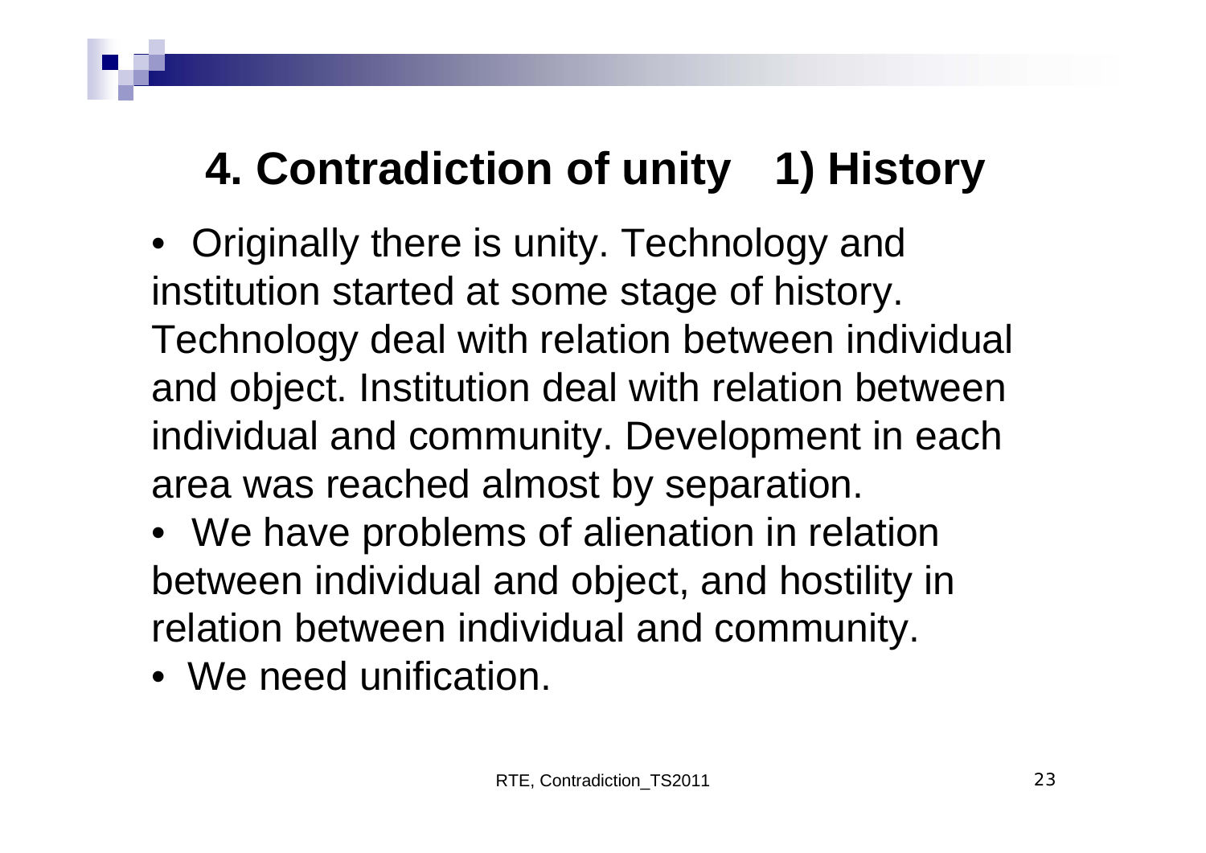# 4. Contradiction of unity 1) History

- Originally there is unity. Technology and institution started at some stage of history. Technology deal with relation between individual and object. Institution deal with relation between individual and community. Development in each area was reached almost by separation.
- We have problems of alienation in relation between individual and object, and hostility in relation between individual and community.
- We need unification.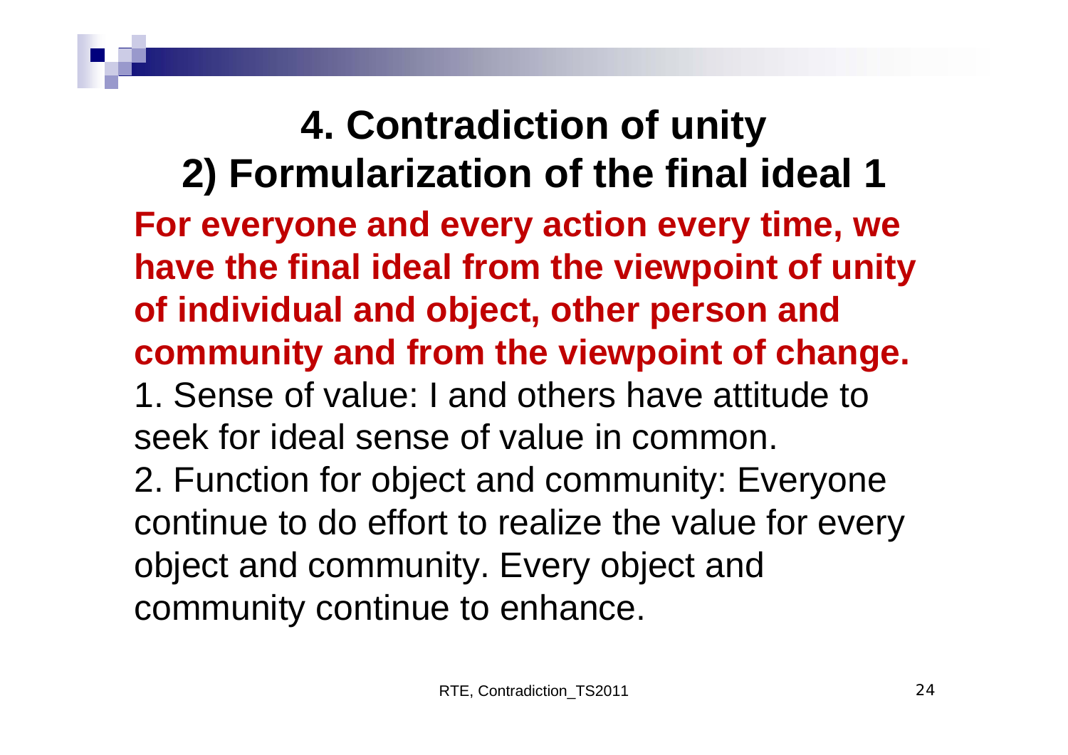# 4. Contradiction of unity

## 2) Formularization of the final ideal 1

**For everyone and every action every time, we have the final ideal from the viewpoint of unity of individual and object, other person and community and from the viewpoint of change.**

1. Sense of value: I and others have attitude to seek for ideal sense of value in common.
2. Function for object and community: Everyone continue to do effort to realize the value for every object and community. Every object and community continue to enhance.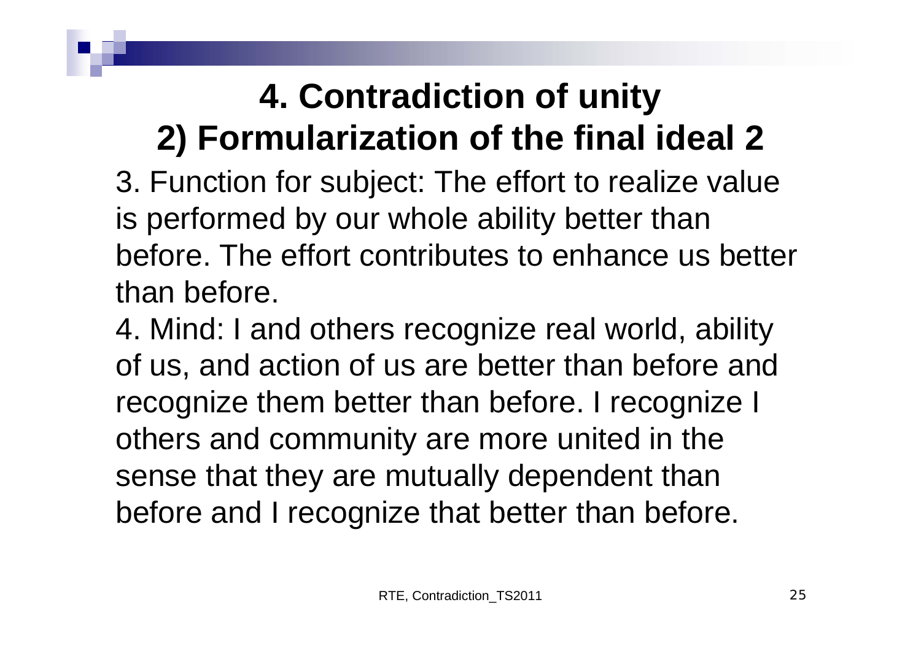# 4. Contradiction of unity
## 2) Formularization of the final ideal 2

3. Function for subject: The effort to realize value is performed by our whole ability better than before. The effort contributes to enhance us better than before.

4. Mind: I and others recognize real world, ability of us, and action of us are better than before and recognize them better than before. I recognize I others and community are more united in the sense that they are mutually dependent than before and I recognize that better than before.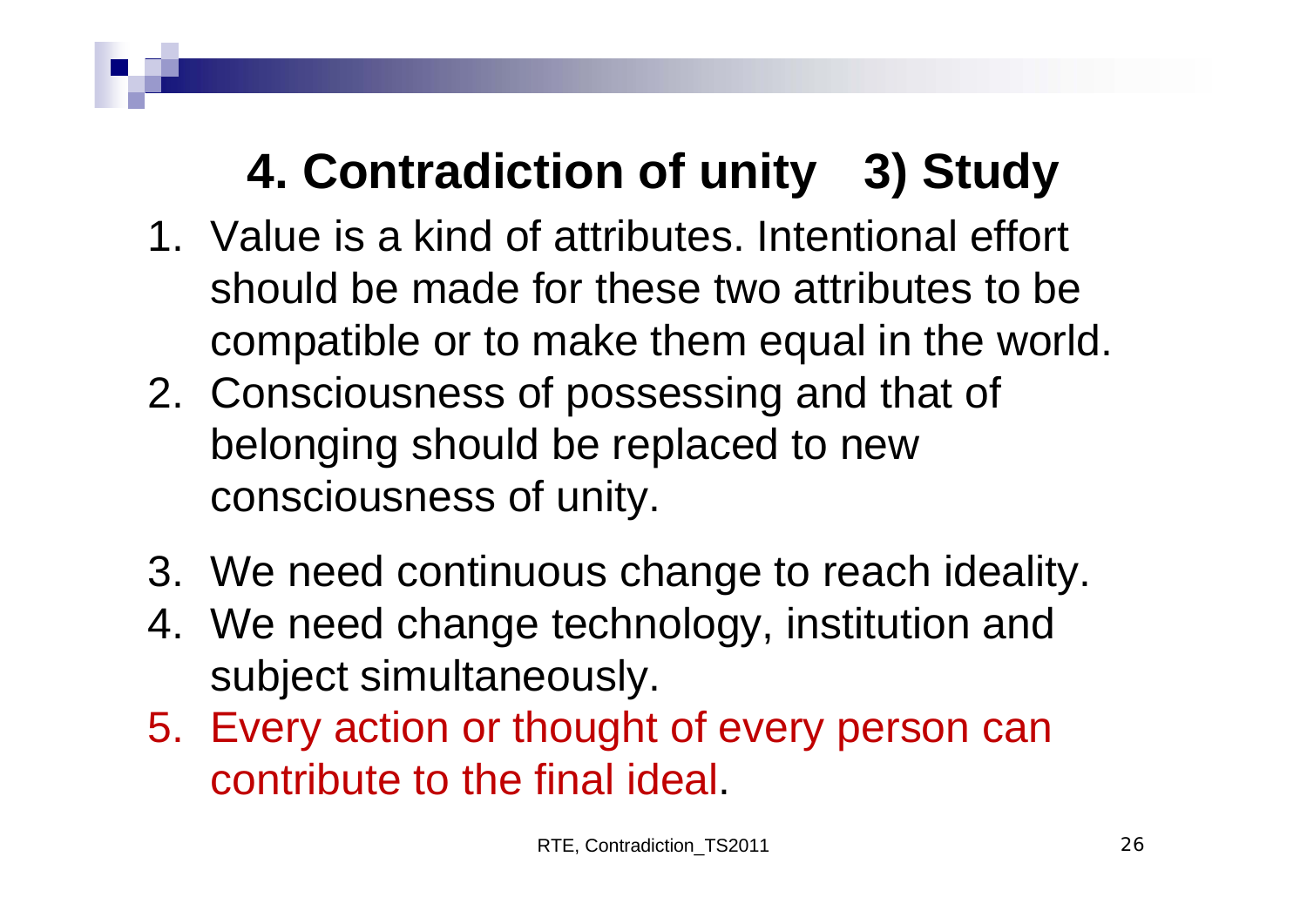# 4. Contradiction of unity 3) Study

1. Value is a kind of attributes. Intentional effort should be made for these two attributes to be compatible or to make them equal in the world.
2. Consciousness of possessing and that of belonging should be replaced to new consciousness of unity.
3. We need continuous change to reach ideality.
4. We need change technology, institution and subject simultaneously.
5. Every action or thought of every person can contribute to the final ideal.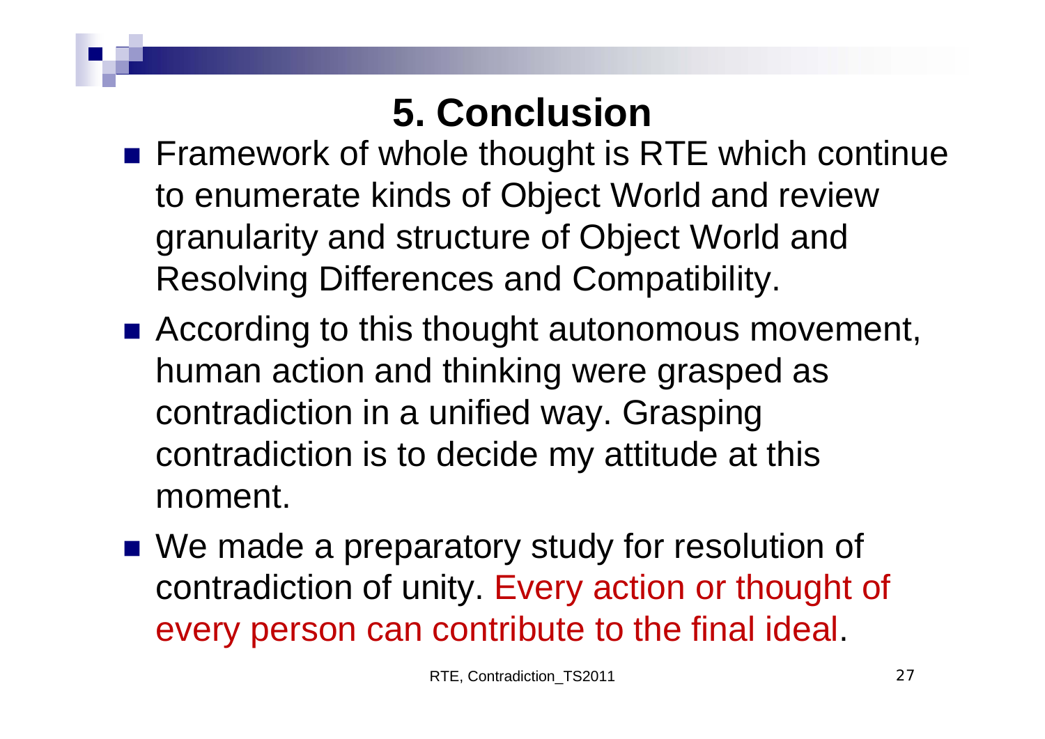# 5. Conclusion

- Framework of whole thought is RTE which continue to enumerate kinds of Object World and review granularity and structure of Object World and Resolving Differences and Compatibility.
- According to this thought autonomous movement, human action and thinking were grasped as contradiction in a unified way. Grasping contradiction is to decide my attitude at this moment.
- We made a preparatory study for resolution of contradiction of unity. Every action or thought of every person can contribute to the final ideal.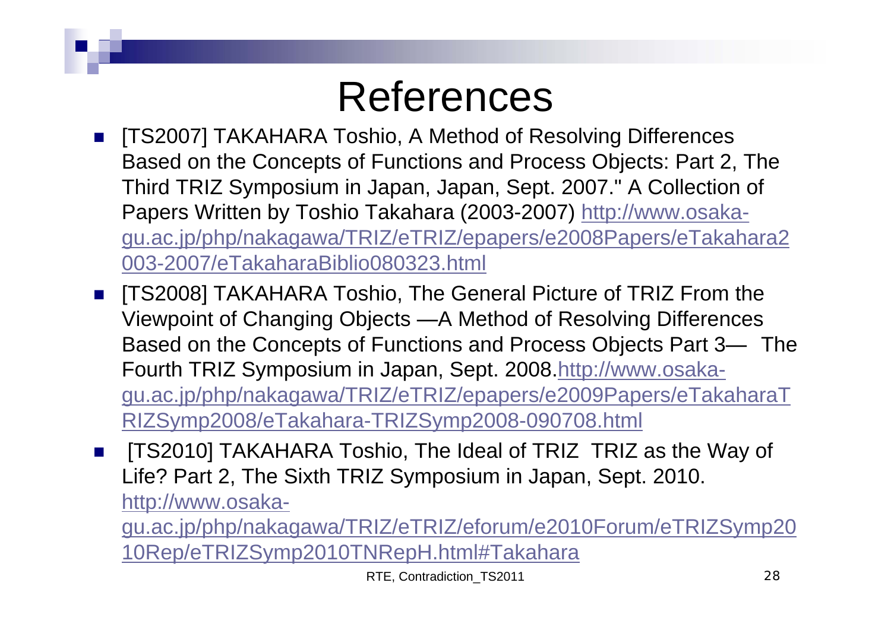# References

- [TS2007] TAKAHARA Toshio, A Method of Resolving Differences Based on the Concepts of Functions and Process Objects: Part 2, The Third TRIZ Symposium in Japan, Japan, Sept. 2007." A Collection of Papers Written by Toshio Takahara (2003-2007) http://www.osaka-gu.ac.jp/php/nakagawa/TRIZ/eTRIZ/epapers/e2008Papers/eTakahara2003-2007/eTakaharaBiblio080323.html
- [TS2008] TAKAHARA Toshio, The General Picture of TRIZ From the Viewpoint of Changing Objects —A Method of Resolving Differences Based on the Concepts of Functions and Process Objects Part 3— The Fourth TRIZ Symposium in Japan, Sept. 2008.http://www.osaka-gu.ac.jp/php/nakagawa/TRIZ/eTRIZ/epapers/e2009Papers/eTakaharaTRIZSymp2008/eTakahara-TRIZSymp2008-090708.html
- [TS2010] TAKAHARA Toshio, The Ideal of TRIZ TRIZ as the Way of Life? Part 2, The Sixth TRIZ Symposium in Japan, Sept. 2010. http://www.osaka-gu.ac.jp/php/nakagawa/TRIZ/eTRIZ/eforum/e2010Forum/eTRIZSymp2010Rep/eTRIZSymp2010TNRepH.html#Takahara